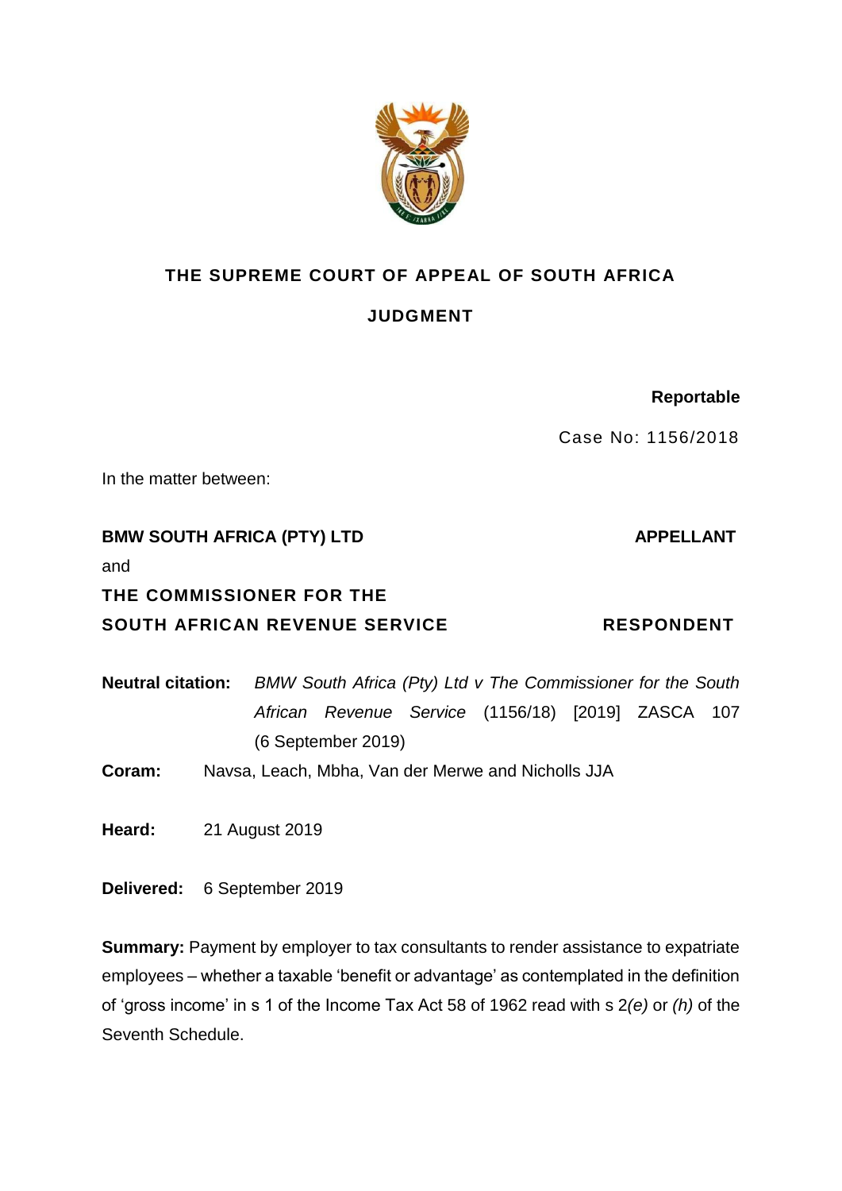# THE SUPREME COURT OF APPEAL OF SOUTH AFRICA

## JUDGMENT

**Reportable**

Case No: 1156/2018

In the matter between:

**BMW SOUTH AFRICA (PTY) LTD** **APPELLANT**

and

**THE COMMISSIONER FOR THE SOUTH AFRICAN REVENUE SERVICE** **RESPONDENT**

**Neutral citation:** *BMW South Africa (Pty) Ltd v The Commissioner for the South African Revenue Service* (1156/18) [2019] ZASCA 107 (6 September 2019)

**Coram:** Navsa, Leach, Mbha, Van der Merwe and Nicholls JJA

**Heard:** 21 August 2019

**Delivered:** 6 September 2019

**Summary:** Payment by employer to tax consultants to render assistance to expatriate employees – whether a taxable 'benefit or advantage' as contemplated in the definition of 'gross income' in s 1 of the Income Tax Act 58 of 1962 read with s 2*(e)* or *(h)* of the Seventh Schedule.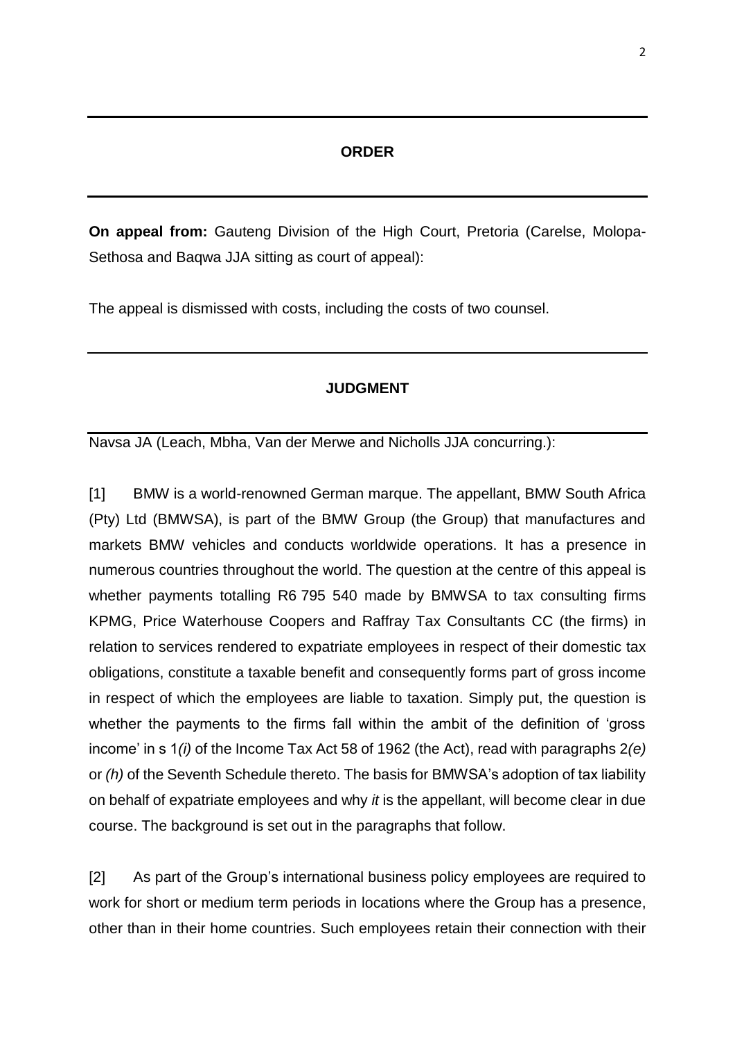**ORDER**

**On appeal from:** Gauteng Division of the High Court, Pretoria (Carelse, Molopa-Sethosa and Baqwa JJA sitting as court of appeal):

The appeal is dismissed with costs, including the costs of two counsel.

**JUDGMENT**

Navsa JA (Leach, Mbha, Van der Merwe and Nicholls JJA concurring.):

[1] BMW is a world-renowned German marque. The appellant, BMW South Africa (Pty) Ltd (BMWSA), is part of the BMW Group (the Group) that manufactures and markets BMW vehicles and conducts worldwide operations. It has a presence in numerous countries throughout the world. The question at the centre of this appeal is whether payments totalling R6 795 540 made by BMWSA to tax consulting firms KPMG, Price Waterhouse Coopers and Raffray Tax Consultants CC (the firms) in relation to services rendered to expatriate employees in respect of their domestic tax obligations, constitute a taxable benefit and consequently forms part of gross income in respect of which the employees are liable to taxation. Simply put, the question is whether the payments to the firms fall within the ambit of the definition of 'gross income' in s 1*(i)* of the Income Tax Act 58 of 1962 (the Act), read with paragraphs 2*(e)* or *(h)* of the Seventh Schedule thereto. The basis for BMWSA's adoption of tax liability on behalf of expatriate employees and why *it* is the appellant, will become clear in due course. The background is set out in the paragraphs that follow.

[2] As part of the Group's international business policy employees are required to work for short or medium term periods in locations where the Group has a presence, other than in their home countries. Such employees retain their connection with their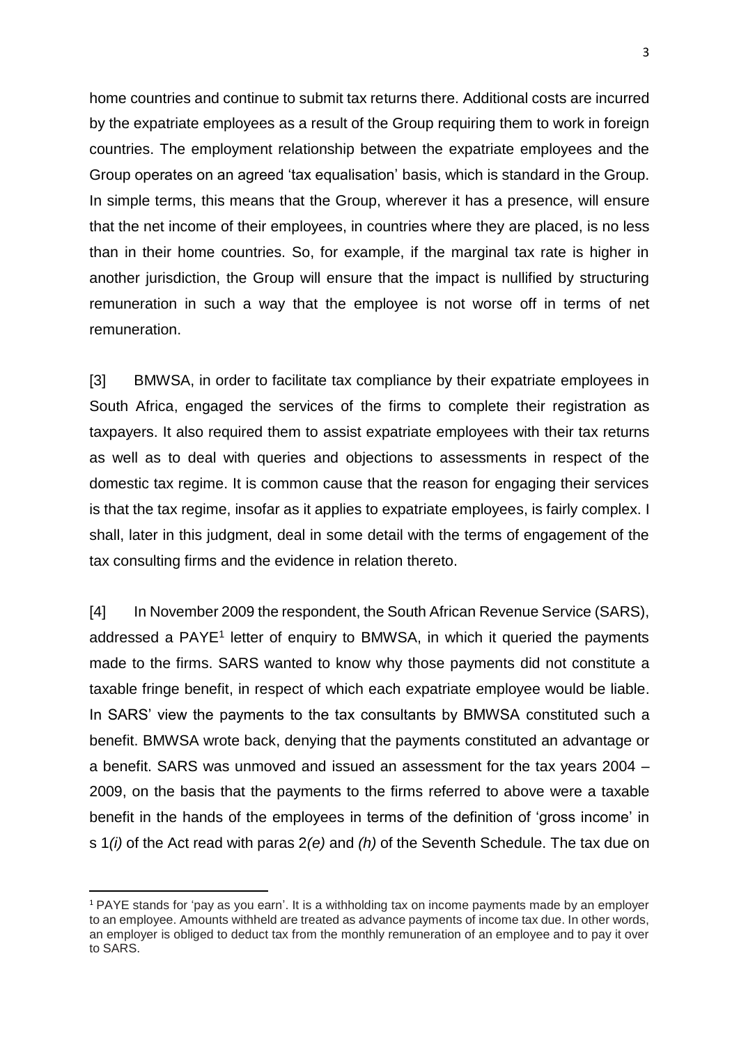home countries and continue to submit tax returns there. Additional costs are incurred by the expatriate employees as a result of the Group requiring them to work in foreign countries. The employment relationship between the expatriate employees and the Group operates on an agreed 'tax equalisation' basis, which is standard in the Group. In simple terms, this means that the Group, wherever it has a presence, will ensure that the net income of their employees, in countries where they are placed, is no less than in their home countries. So, for example, if the marginal tax rate is higher in another jurisdiction, the Group will ensure that the impact is nullified by structuring remuneration in such a way that the employee is not worse off in terms of net remuneration.

[3] BMWSA, in order to facilitate tax compliance by their expatriate employees in South Africa, engaged the services of the firms to complete their registration as taxpayers. It also required them to assist expatriate employees with their tax returns as well as to deal with queries and objections to assessments in respect of the domestic tax regime. It is common cause that the reason for engaging their services is that the tax regime, insofar as it applies to expatriate employees, is fairly complex. I shall, later in this judgment, deal in some detail with the terms of engagement of the tax consulting firms and the evidence in relation thereto.

[4] In November 2009 the respondent, the South African Revenue Service (SARS), addressed a PAYE[1] letter of enquiry to BMWSA, in which it queried the payments made to the firms. SARS wanted to know why those payments did not constitute a taxable fringe benefit, in respect of which each expatriate employee would be liable. In SARS' view the payments to the tax consultants by BMWSA constituted such a benefit. BMWSA wrote back, denying that the payments constituted an advantage or a benefit. SARS was unmoved and issued an assessment for the tax years 2004 – 2009, on the basis that the payments to the firms referred to above were a taxable benefit in the hands of the employees in terms of the definition of 'gross income' in s 1*(i)* of the Act read with paras 2*(e)* and *(h)* of the Seventh Schedule. The tax due on

---

[1] PAYE stands for 'pay as you earn'. It is a withholding tax on income payments made by an employer to an employee. Amounts withheld are treated as advance payments of income tax due. In other words, an employer is obliged to deduct tax from the monthly remuneration of an employee and to pay it over to SARS.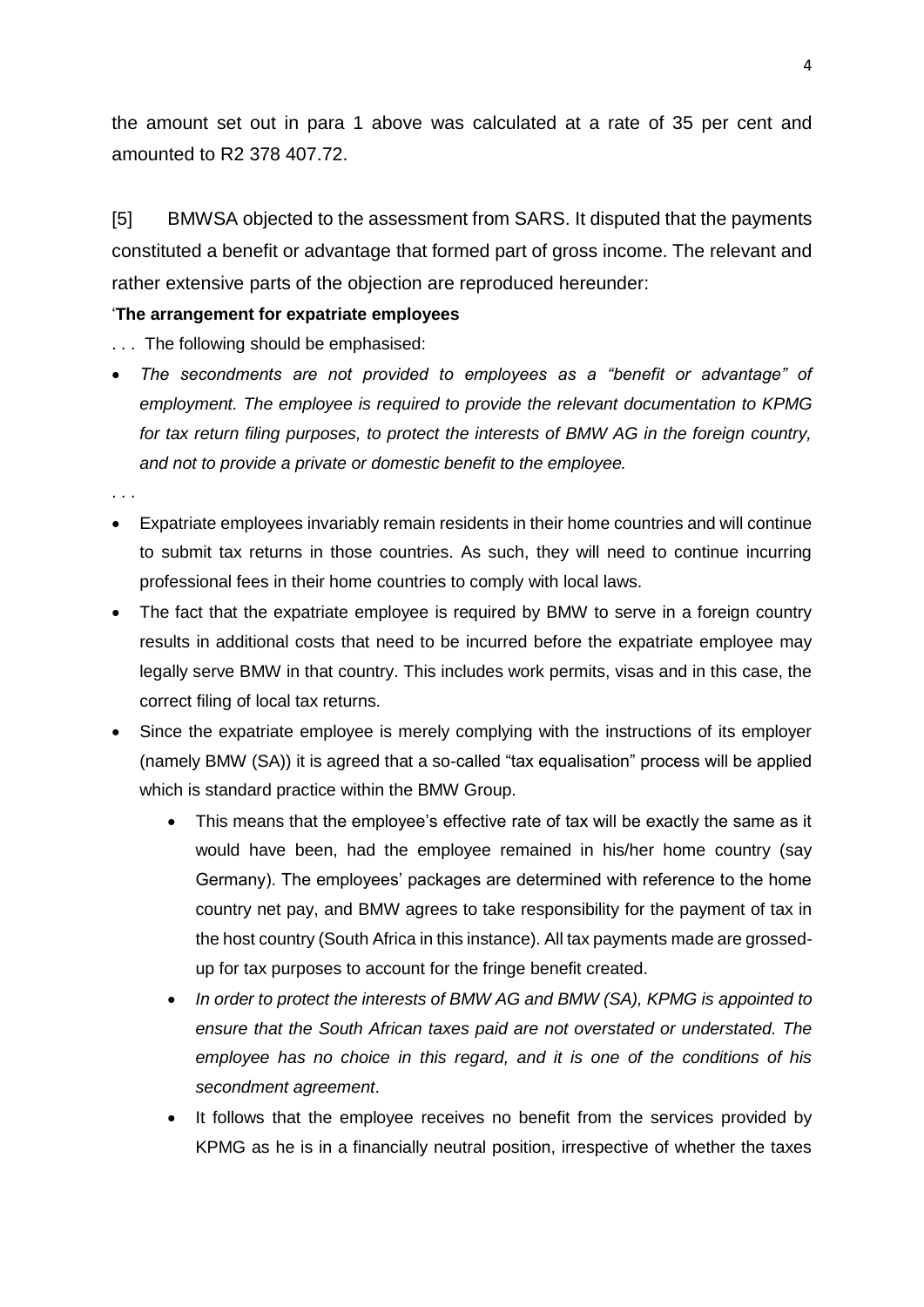the amount set out in para 1 above was calculated at a rate of 35 per cent and amounted to R2 378 407.72.

[5] BMWSA objected to the assessment from SARS. It disputed that the payments constituted a benefit or advantage that formed part of gross income. The relevant and rather extensive parts of the objection are reproduced hereunder:

'**The arrangement for expatriate employees**

. . . The following should be emphasised:

- *The secondments are not provided to employees as a "benefit or advantage" of employment. The employee is required to provide the relevant documentation to KPMG for tax return filing purposes, to protect the interests of BMW AG in the foreign country, and not to provide a private or domestic benefit to the employee.*

. . .

- Expatriate employees invariably remain residents in their home countries and will continue to submit tax returns in those countries. As such, they will need to continue incurring professional fees in their home countries to comply with local laws.
- The fact that the expatriate employee is required by BMW to serve in a foreign country results in additional costs that need to be incurred before the expatriate employee may legally serve BMW in that country. This includes work permits, visas and in this case, the correct filing of local tax returns.
- Since the expatriate employee is merely complying with the instructions of its employer (namely BMW (SA)) it is agreed that a so-called "tax equalisation" process will be applied which is standard practice within the BMW Group.
  - This means that the employee's effective rate of tax will be exactly the same as it would have been, had the employee remained in his/her home country (say Germany). The employees' packages are determined with reference to the home country net pay, and BMW agrees to take responsibility for the payment of tax in the host country (South Africa in this instance). All tax payments made are grossed-up for tax purposes to account for the fringe benefit created.
  - *In order to protect the interests of BMW AG and BMW (SA), KPMG is appointed to ensure that the South African taxes paid are not overstated or understated. The employee has no choice in this regard, and it is one of the conditions of his secondment agreement*.
  - It follows that the employee receives no benefit from the services provided by KPMG as he is in a financially neutral position, irrespective of whether the taxes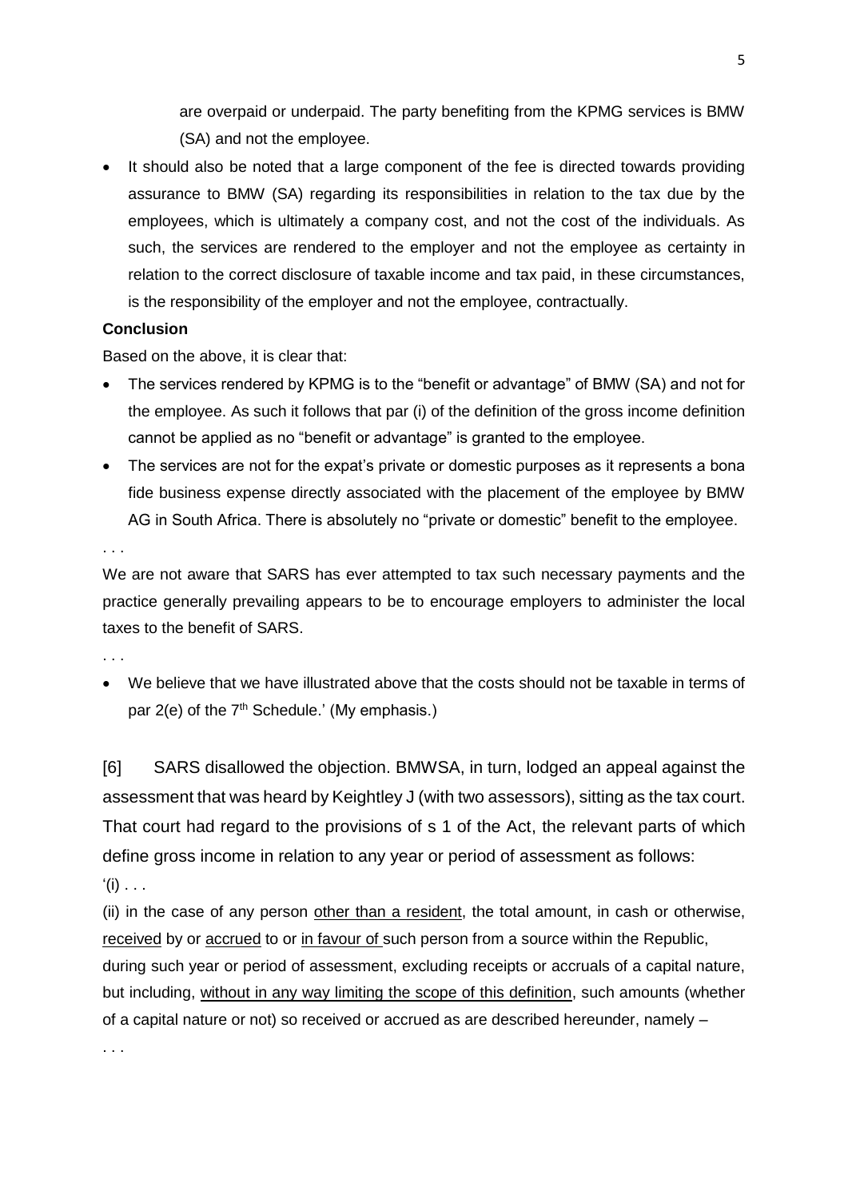are overpaid or underpaid. The party benefiting from the KPMG services is BMW (SA) and not the employee.

- It should also be noted that a large component of the fee is directed towards providing assurance to BMW (SA) regarding its responsibilities in relation to the tax due by the employees, which is ultimately a company cost, and not the cost of the individuals. As such, the services are rendered to the employer and not the employee as certainty in relation to the correct disclosure of taxable income and tax paid, in these circumstances, is the responsibility of the employer and not the employee, contractually.

**Conclusion**

Based on the above, it is clear that:

- The services rendered by KPMG is to the "benefit or advantage" of BMW (SA) and not for the employee. As such it follows that par (i) of the definition of the gross income definition cannot be applied as no "benefit or advantage" is granted to the employee.
- The services are not for the expat's private or domestic purposes as it represents a bona fide business expense directly associated with the placement of the employee by BMW AG in South Africa. There is absolutely no "private or domestic" benefit to the employee.

. . .

We are not aware that SARS has ever attempted to tax such necessary payments and the practice generally prevailing appears to be to encourage employers to administer the local taxes to the benefit of SARS.

. . .

- We believe that we have illustrated above that the costs should not be taxable in terms of par 2(e) of the 7th Schedule.' (My emphasis.)

[6] SARS disallowed the objection. BMWSA, in turn, lodged an appeal against the assessment that was heard by Keightley J (with two assessors), sitting as the tax court. That court had regard to the provisions of s 1 of the Act, the relevant parts of which define gross income in relation to any year or period of assessment as follows:

'(i) . . .

(ii) in the case of any person <u>other than a resident</u>, the total amount, in cash or otherwise, <u>received</u> by or <u>accrued</u> to or <u>in favour of</u> such person from a source within the Republic, during such year or period of assessment, excluding receipts or accruals of a capital nature, but including, <u>without in any way limiting the scope of this definition</u>, such amounts (whether of a capital nature or not) so received or accrued as are described hereunder, namely –

. . .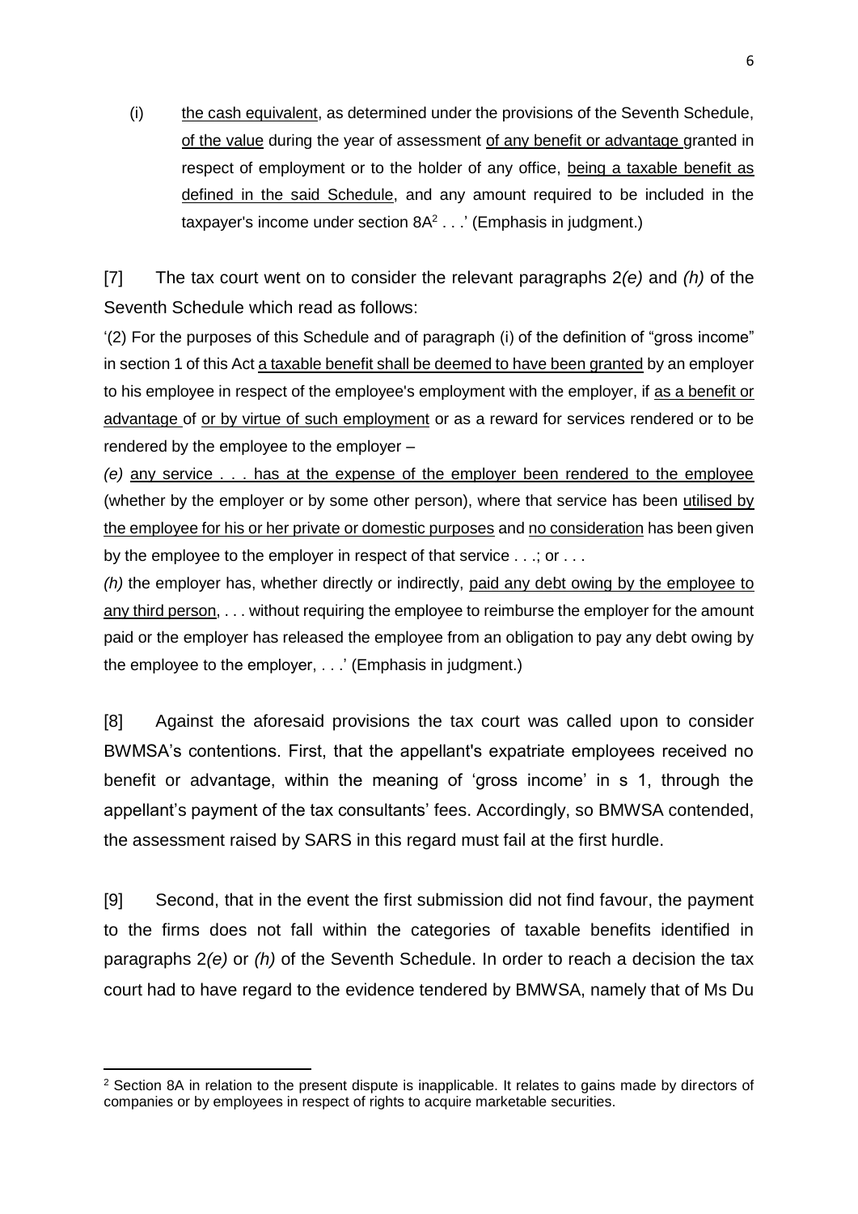(i) the cash equivalent, as determined under the provisions of the Seventh Schedule, of the value during the year of assessment of any benefit or advantage granted in respect of employment or to the holder of any office, being a taxable benefit as defined in the said Schedule, and any amount required to be included in the taxpayer's income under section 8A[2] . . .' (Emphasis in judgment.)

[7] The tax court went on to consider the relevant paragraphs 2*(e)* and *(h)* of the Seventh Schedule which read as follows:

'(2) For the purposes of this Schedule and of paragraph (i) of the definition of "gross income" in section 1 of this Act a taxable benefit shall be deemed to have been granted by an employer to his employee in respect of the employee's employment with the employer, if as a benefit or advantage of or by virtue of such employment or as a reward for services rendered or to be rendered by the employee to the employer –

*(e)* any service . . . has at the expense of the employer been rendered to the employee (whether by the employer or by some other person), where that service has been utilised by the employee for his or her private or domestic purposes and no consideration has been given by the employee to the employer in respect of that service . . .; or . . .

*(h)* the employer has, whether directly or indirectly, paid any debt owing by the employee to any third person, . . . without requiring the employee to reimburse the employer for the amount paid or the employer has released the employee from an obligation to pay any debt owing by the employee to the employer, . . .' (Emphasis in judgment.)

[8] Against the aforesaid provisions the tax court was called upon to consider BWMSA's contentions. First, that the appellant's expatriate employees received no benefit or advantage, within the meaning of 'gross income' in s 1, through the appellant's payment of the tax consultants' fees. Accordingly, so BMWSA contended, the assessment raised by SARS in this regard must fail at the first hurdle.

[9] Second, that in the event the first submission did not find favour, the payment to the firms does not fall within the categories of taxable benefits identified in paragraphs 2*(e)* or *(h)* of the Seventh Schedule. In order to reach a decision the tax court had to have regard to the evidence tendered by BMWSA, namely that of Ms Du

[2] Section 8A in relation to the present dispute is inapplicable. It relates to gains made by directors of companies or by employees in respect of rights to acquire marketable securities.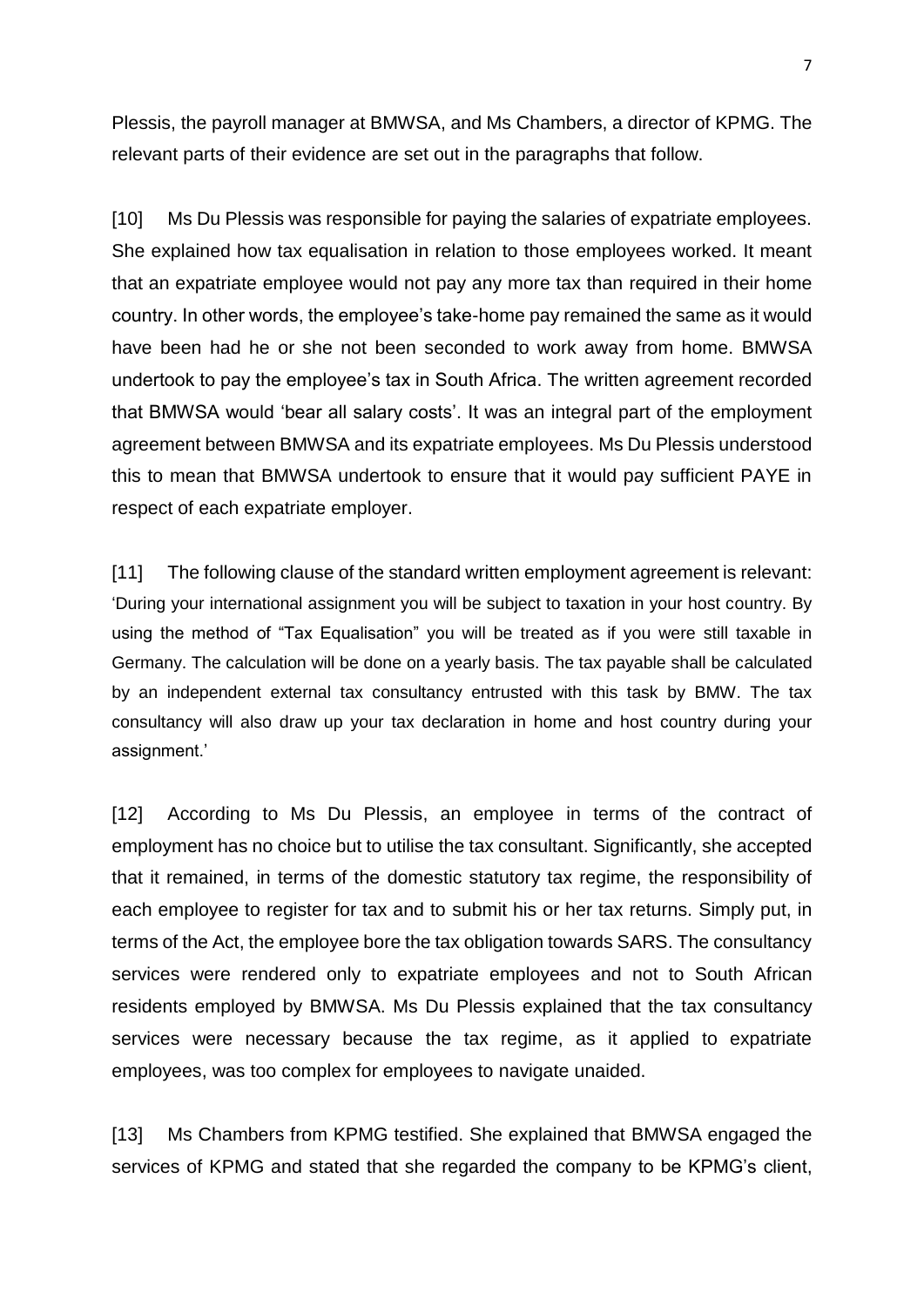Plessis, the payroll manager at BMWSA, and Ms Chambers, a director of KPMG. The relevant parts of their evidence are set out in the paragraphs that follow.

[10] Ms Du Plessis was responsible for paying the salaries of expatriate employees. She explained how tax equalisation in relation to those employees worked. It meant that an expatriate employee would not pay any more tax than required in their home country. In other words, the employee's take-home pay remained the same as it would have been had he or she not been seconded to work away from home. BMWSA undertook to pay the employee's tax in South Africa. The written agreement recorded that BMWSA would 'bear all salary costs'. It was an integral part of the employment agreement between BMWSA and its expatriate employees. Ms Du Plessis understood this to mean that BMWSA undertook to ensure that it would pay sufficient PAYE in respect of each expatriate employer.

[11] The following clause of the standard written employment agreement is relevant: 'During your international assignment you will be subject to taxation in your host country. By using the method of "Tax Equalisation" you will be treated as if you were still taxable in Germany. The calculation will be done on a yearly basis. The tax payable shall be calculated by an independent external tax consultancy entrusted with this task by BMW. The tax consultancy will also draw up your tax declaration in home and host country during your assignment.'

[12] According to Ms Du Plessis, an employee in terms of the contract of employment has no choice but to utilise the tax consultant. Significantly, she accepted that it remained, in terms of the domestic statutory tax regime, the responsibility of each employee to register for tax and to submit his or her tax returns. Simply put, in terms of the Act, the employee bore the tax obligation towards SARS. The consultancy services were rendered only to expatriate employees and not to South African residents employed by BMWSA. Ms Du Plessis explained that the tax consultancy services were necessary because the tax regime, as it applied to expatriate employees, was too complex for employees to navigate unaided.

[13] Ms Chambers from KPMG testified. She explained that BMWSA engaged the services of KPMG and stated that she regarded the company to be KPMG's client,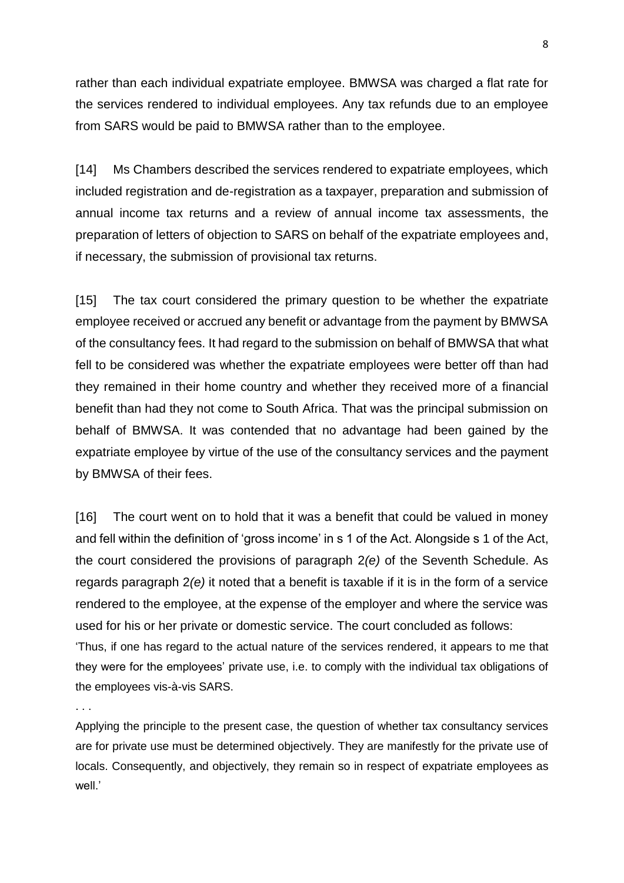rather than each individual expatriate employee. BMWSA was charged a flat rate for the services rendered to individual employees. Any tax refunds due to an employee from SARS would be paid to BMWSA rather than to the employee.

[14] Ms Chambers described the services rendered to expatriate employees, which included registration and de-registration as a taxpayer, preparation and submission of annual income tax returns and a review of annual income tax assessments, the preparation of letters of objection to SARS on behalf of the expatriate employees and, if necessary, the submission of provisional tax returns.

[15] The tax court considered the primary question to be whether the expatriate employee received or accrued any benefit or advantage from the payment by BMWSA of the consultancy fees. It had regard to the submission on behalf of BMWSA that what fell to be considered was whether the expatriate employees were better off than had they remained in their home country and whether they received more of a financial benefit than had they not come to South Africa. That was the principal submission on behalf of BMWSA. It was contended that no advantage had been gained by the expatriate employee by virtue of the use of the consultancy services and the payment by BMWSA of their fees.

[16] The court went on to hold that it was a benefit that could be valued in money and fell within the definition of 'gross income' in s 1 of the Act. Alongside s 1 of the Act, the court considered the provisions of paragraph 2*(e)* of the Seventh Schedule. As regards paragraph 2*(e)* it noted that a benefit is taxable if it is in the form of a service rendered to the employee, at the expense of the employer and where the service was used for his or her private or domestic service. The court concluded as follows:

'Thus, if one has regard to the actual nature of the services rendered, it appears to me that they were for the employees' private use, i.e. to comply with the individual tax obligations of the employees vis-à-vis SARS.

. . .

Applying the principle to the present case, the question of whether tax consultancy services are for private use must be determined objectively. They are manifestly for the private use of locals. Consequently, and objectively, they remain so in respect of expatriate employees as well.'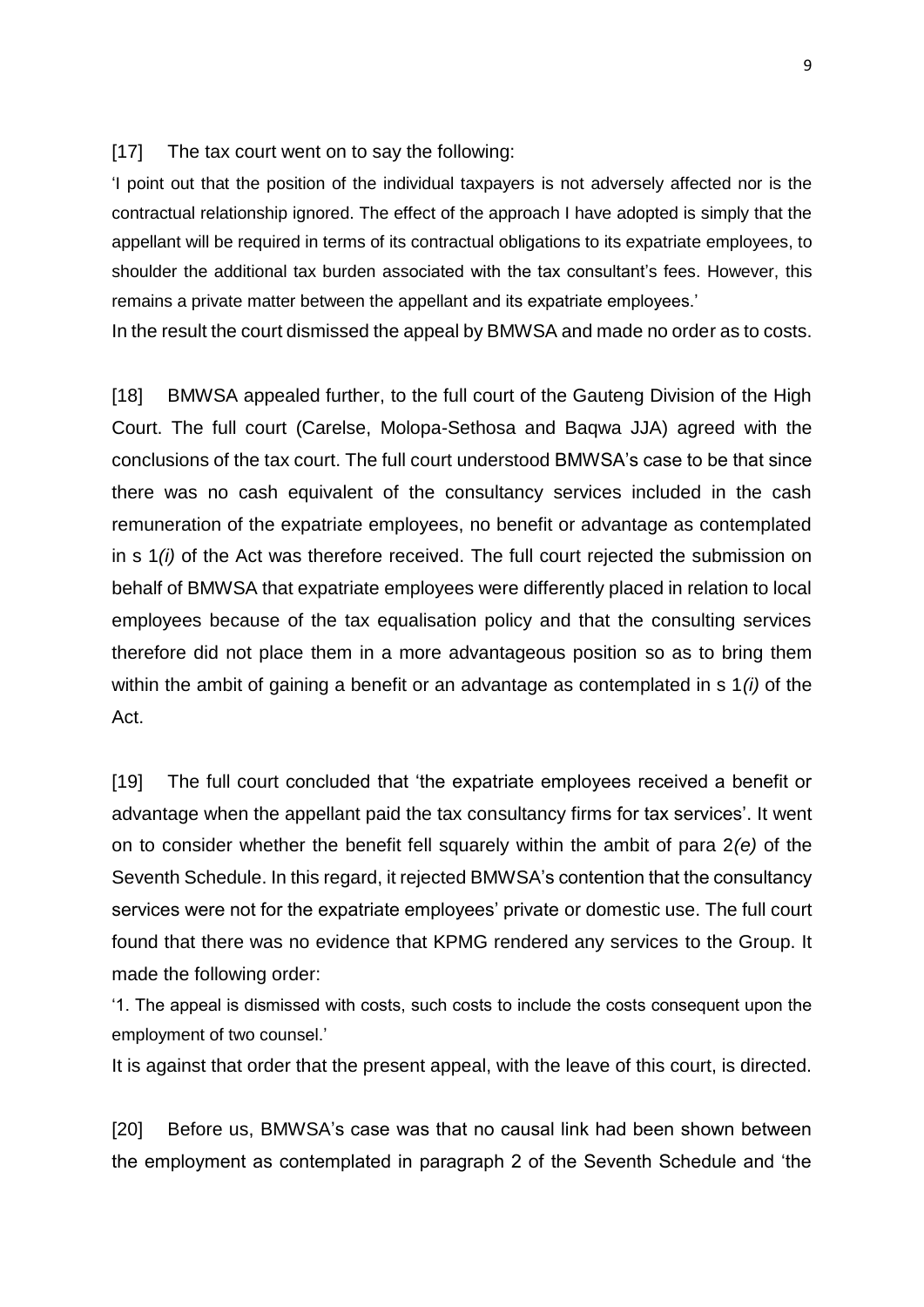[17] The tax court went on to say the following:

'I point out that the position of the individual taxpayers is not adversely affected nor is the contractual relationship ignored. The effect of the approach I have adopted is simply that the appellant will be required in terms of its contractual obligations to its expatriate employees, to shoulder the additional tax burden associated with the tax consultant's fees. However, this remains a private matter between the appellant and its expatriate employees.'

In the result the court dismissed the appeal by BMWSA and made no order as to costs.

[18] BMWSA appealed further, to the full court of the Gauteng Division of the High Court. The full court (Carelse, Molopa-Sethosa and Baqwa JJA) agreed with the conclusions of the tax court. The full court understood BMWSA's case to be that since there was no cash equivalent of the consultancy services included in the cash remuneration of the expatriate employees, no benefit or advantage as contemplated in s 1*(i)* of the Act was therefore received. The full court rejected the submission on behalf of BMWSA that expatriate employees were differently placed in relation to local employees because of the tax equalisation policy and that the consulting services therefore did not place them in a more advantageous position so as to bring them within the ambit of gaining a benefit or an advantage as contemplated in s 1*(i)* of the Act.

[19] The full court concluded that 'the expatriate employees received a benefit or advantage when the appellant paid the tax consultancy firms for tax services'. It went on to consider whether the benefit fell squarely within the ambit of para 2*(e)* of the Seventh Schedule. In this regard, it rejected BMWSA's contention that the consultancy services were not for the expatriate employees' private or domestic use. The full court found that there was no evidence that KPMG rendered any services to the Group. It made the following order:

'1. The appeal is dismissed with costs, such costs to include the costs consequent upon the employment of two counsel.'

It is against that order that the present appeal, with the leave of this court, is directed.

[20] Before us, BMWSA's case was that no causal link had been shown between the employment as contemplated in paragraph 2 of the Seventh Schedule and 'the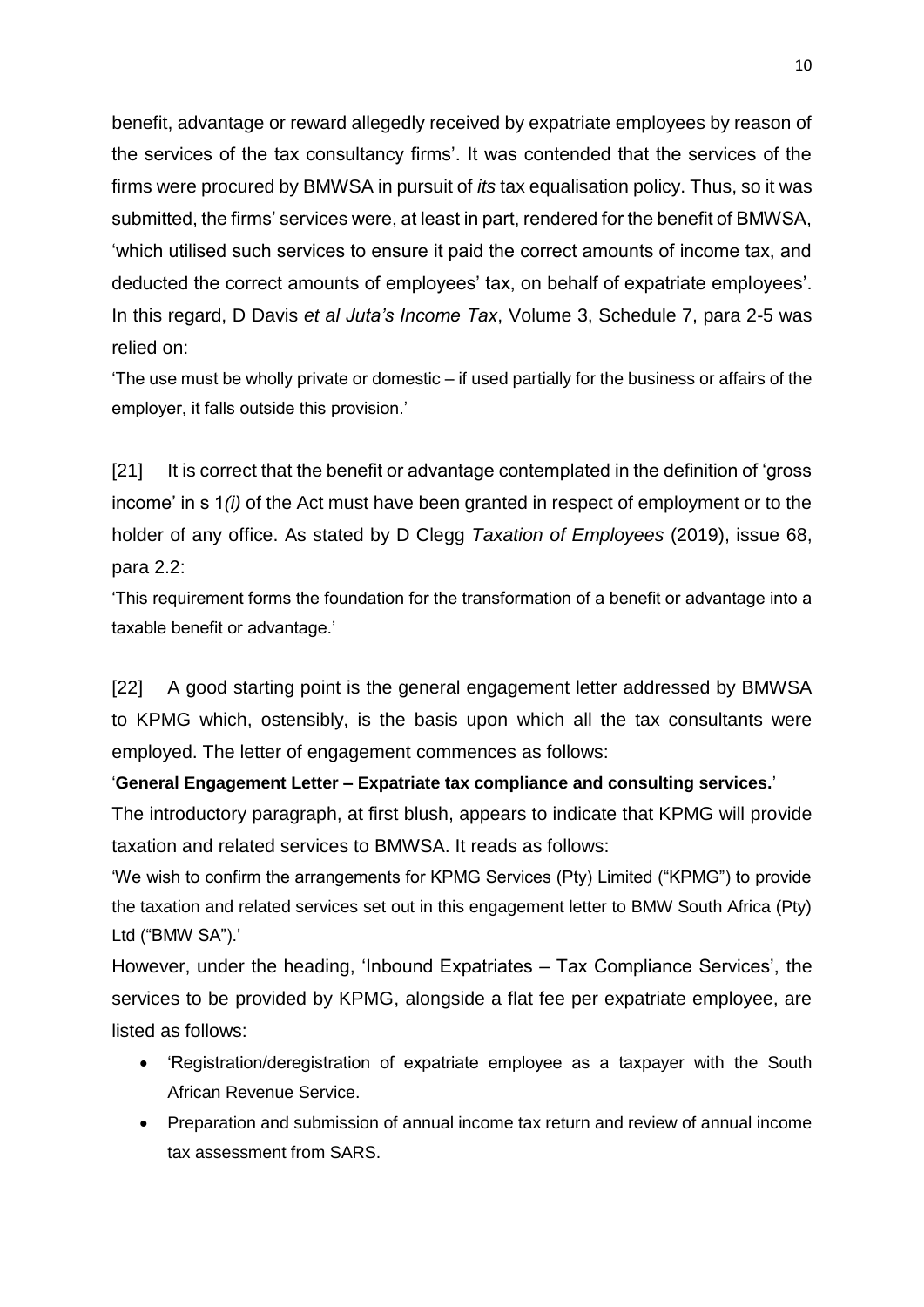benefit, advantage or reward allegedly received by expatriate employees by reason of the services of the tax consultancy firms'. It was contended that the services of the firms were procured by BMWSA in pursuit of *its* tax equalisation policy. Thus, so it was submitted, the firms' services were, at least in part, rendered for the benefit of BMWSA, 'which utilised such services to ensure it paid the correct amounts of income tax, and deducted the correct amounts of employees' tax, on behalf of expatriate employees'. In this regard, D Davis *et al Juta's Income Tax*, Volume 3, Schedule 7, para 2-5 was relied on:

'The use must be wholly private or domestic – if used partially for the business or affairs of the employer, it falls outside this provision.'

[21] It is correct that the benefit or advantage contemplated in the definition of 'gross income' in s 1*(i)* of the Act must have been granted in respect of employment or to the holder of any office. As stated by D Clegg *Taxation of Employees* (2019), issue 68, para 2.2:

'This requirement forms the foundation for the transformation of a benefit or advantage into a taxable benefit or advantage.'

[22] A good starting point is the general engagement letter addressed by BMWSA to KPMG which, ostensibly, is the basis upon which all the tax consultants were employed. The letter of engagement commences as follows:

'**General Engagement Letter – Expatriate tax compliance and consulting services.**'

The introductory paragraph, at first blush, appears to indicate that KPMG will provide taxation and related services to BMWSA. It reads as follows:

'We wish to confirm the arrangements for KPMG Services (Pty) Limited ("KPMG") to provide the taxation and related services set out in this engagement letter to BMW South Africa (Pty) Ltd ("BMW SA").'

However, under the heading, 'Inbound Expatriates – Tax Compliance Services', the services to be provided by KPMG, alongside a flat fee per expatriate employee, are listed as follows:

- 'Registration/deregistration of expatriate employee as a taxpayer with the South African Revenue Service.
- Preparation and submission of annual income tax return and review of annual income tax assessment from SARS.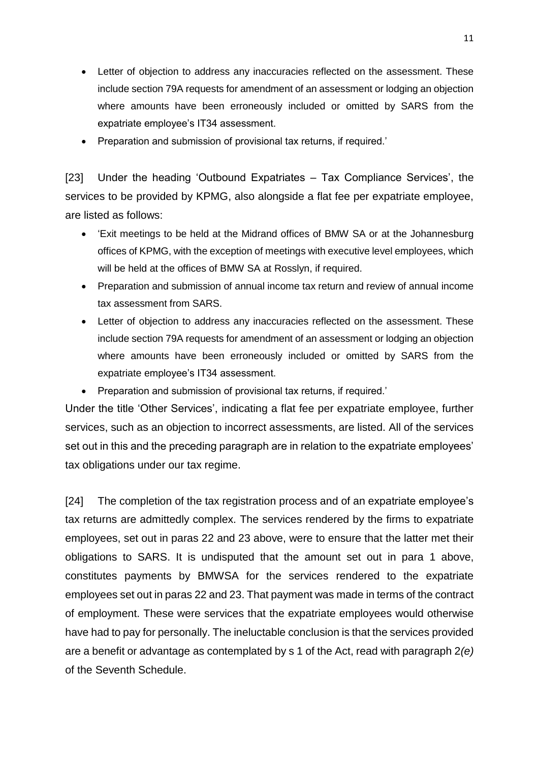- Letter of objection to address any inaccuracies reflected on the assessment. These include section 79A requests for amendment of an assessment or lodging an objection where amounts have been erroneously included or omitted by SARS from the expatriate employee's IT34 assessment.
- Preparation and submission of provisional tax returns, if required.'

[23] Under the heading 'Outbound Expatriates – Tax Compliance Services', the services to be provided by KPMG, also alongside a flat fee per expatriate employee, are listed as follows:

- 'Exit meetings to be held at the Midrand offices of BMW SA or at the Johannesburg offices of KPMG, with the exception of meetings with executive level employees, which will be held at the offices of BMW SA at Rosslyn, if required.
- Preparation and submission of annual income tax return and review of annual income tax assessment from SARS.
- Letter of objection to address any inaccuracies reflected on the assessment. These include section 79A requests for amendment of an assessment or lodging an objection where amounts have been erroneously included or omitted by SARS from the expatriate employee's IT34 assessment.
- Preparation and submission of provisional tax returns, if required.'

Under the title 'Other Services', indicating a flat fee per expatriate employee, further services, such as an objection to incorrect assessments, are listed. All of the services set out in this and the preceding paragraph are in relation to the expatriate employees' tax obligations under our tax regime.

[24] The completion of the tax registration process and of an expatriate employee's tax returns are admittedly complex. The services rendered by the firms to expatriate employees, set out in paras 22 and 23 above, were to ensure that the latter met their obligations to SARS. It is undisputed that the amount set out in para 1 above, constitutes payments by BMWSA for the services rendered to the expatriate employees set out in paras 22 and 23. That payment was made in terms of the contract of employment. These were services that the expatriate employees would otherwise have had to pay for personally. The ineluctable conclusion is that the services provided are a benefit or advantage as contemplated by s 1 of the Act, read with paragraph 2*(e)* of the Seventh Schedule.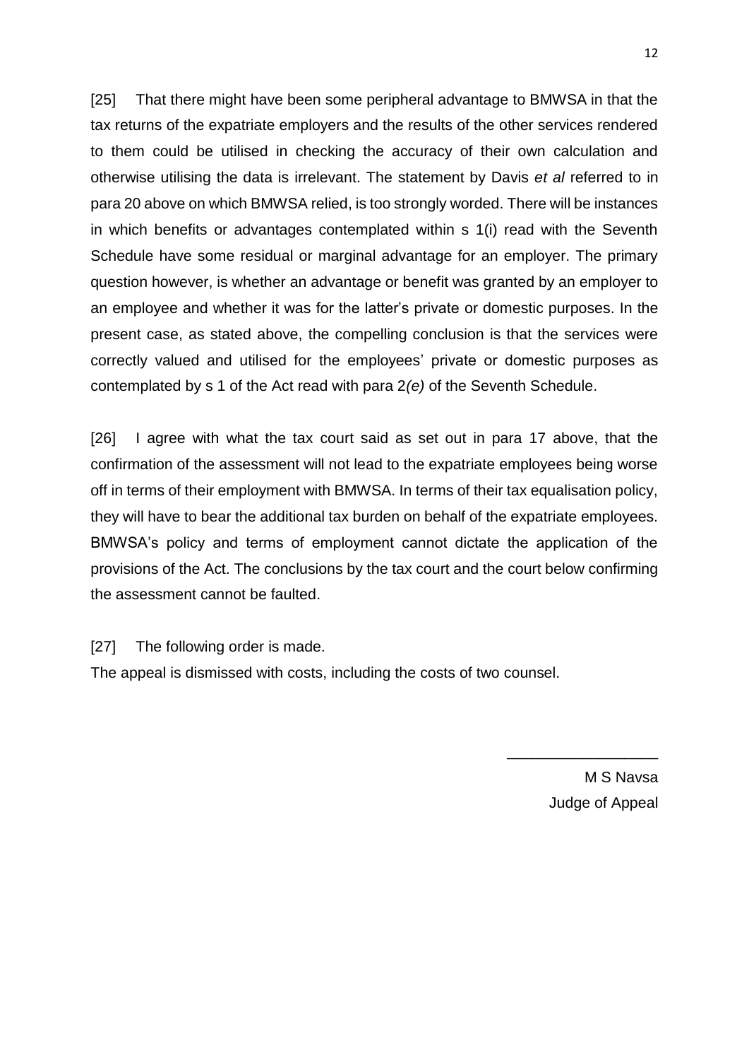[25] That there might have been some peripheral advantage to BMWSA in that the tax returns of the expatriate employers and the results of the other services rendered to them could be utilised in checking the accuracy of their own calculation and otherwise utilising the data is irrelevant. The statement by Davis *et al* referred to in para 20 above on which BMWSA relied, is too strongly worded. There will be instances in which benefits or advantages contemplated within s 1(i) read with the Seventh Schedule have some residual or marginal advantage for an employer. The primary question however, is whether an advantage or benefit was granted by an employer to an employee and whether it was for the latter's private or domestic purposes. In the present case, as stated above, the compelling conclusion is that the services were correctly valued and utilised for the employees' private or domestic purposes as contemplated by s 1 of the Act read with para 2*(e)* of the Seventh Schedule.

[26] I agree with what the tax court said as set out in para 17 above, that the confirmation of the assessment will not lead to the expatriate employees being worse off in terms of their employment with BMWSA. In terms of their tax equalisation policy, they will have to bear the additional tax burden on behalf of the expatriate employees. BMWSA's policy and terms of employment cannot dictate the application of the provisions of the Act. The conclusions by the tax court and the court below confirming the assessment cannot be faulted.

[27] The following order is made.

The appeal is dismissed with costs, including the costs of two counsel.

\_\_\_\_\_\_\_\_\_\_\_\_\_\_\_\_\_\_

M S Navsa

Judge of Appeal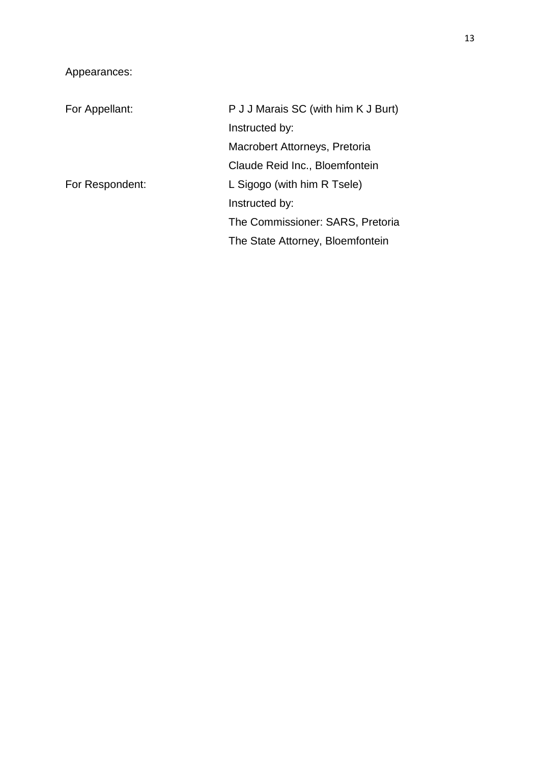Appearances:

| | |
|---|---|
| For Appellant: | P J J Marais SC (with him K J Burt) |
| | Instructed by: |
| | Macrobert Attorneys, Pretoria |
| | Claude Reid Inc., Bloemfontein |
| For Respondent: | L Sigogo (with him R Tsele) |
| | Instructed by: |
| | The Commissioner: SARS, Pretoria |
| | The State Attorney, Bloemfontein |